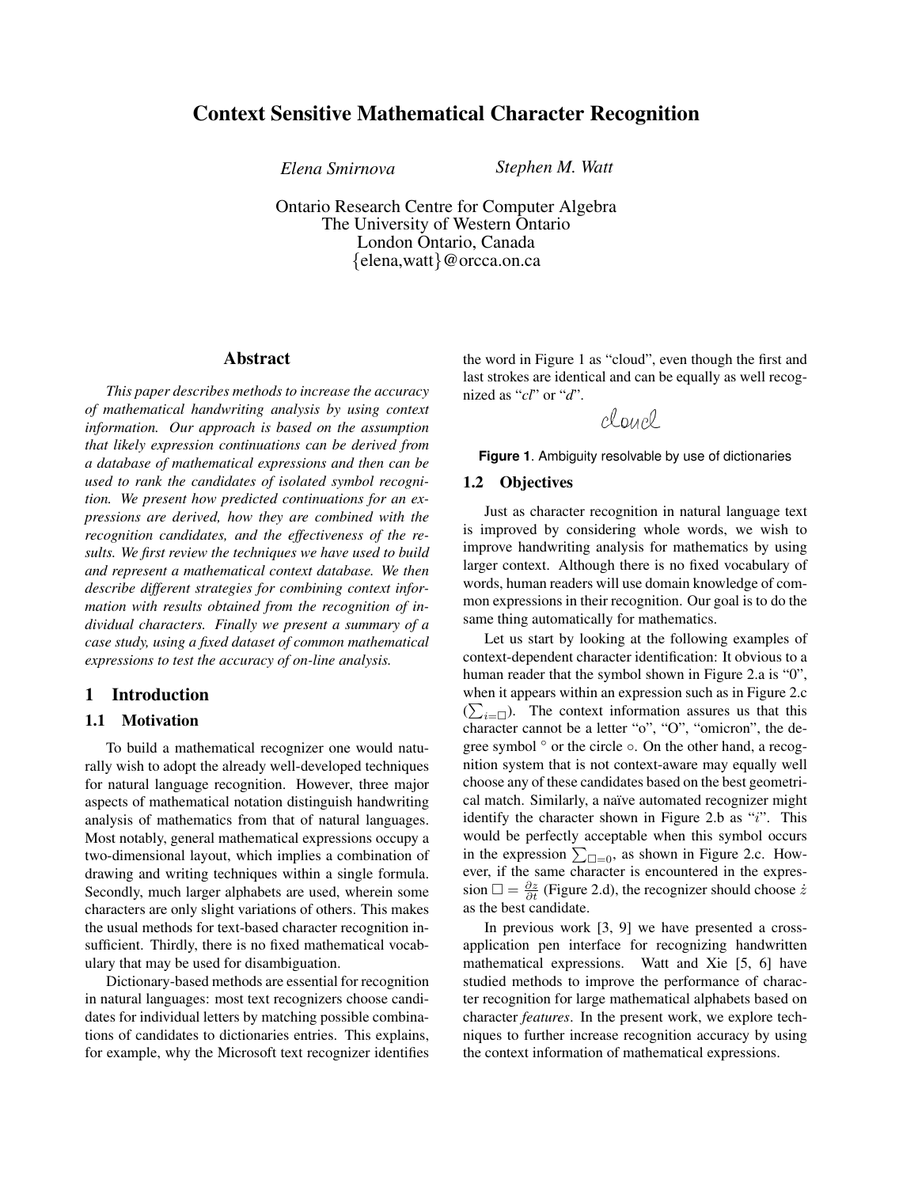# Context Sensitive Mathematical Character Recognition

*Elena Smirnova* *Stephen M. Watt*

Ontario Research Centre for Computer Algebra
The University of Western Ontario
London Ontario, Canada
{elena,watt}@orcca.on.ca

## Abstract

*This paper describes methods to increase the accuracy of mathematical handwriting analysis by using context information. Our approach is based on the assumption that likely expression continuations can be derived from a database of mathematical expressions and then can be used to rank the candidates of isolated symbol recognition. We present how predicted continuations for an expressions are derived, how they are combined with the recognition candidates, and the effectiveness of the results. We first review the techniques we have used to build and represent a mathematical context database. We then describe different strategies for combining context information with results obtained from the recognition of individual characters. Finally we present a summary of a case study, using a fixed dataset of common mathematical expressions to test the accuracy of on-line analysis.*

## 1 Introduction

### 1.1 Motivation

To build a mathematical recognizer one would naturally wish to adopt the already well-developed techniques for natural language recognition. However, three major aspects of mathematical notation distinguish handwriting analysis of mathematics from that of natural languages. Most notably, general mathematical expressions occupy a two-dimensional layout, which implies a combination of drawing and writing techniques within a single formula. Secondly, much larger alphabets are used, wherein some characters are only slight variations of others. This makes the usual methods for text-based character recognition insufficient. Thirdly, there is no fixed mathematical vocabulary that may be used for disambiguation.

Dictionary-based methods are essential for recognition in natural languages: most text recognizers choose candidates for individual letters by matching possible combinations of candidates to dictionaries entries. This explains, for example, why the Microsoft text recognizer identifies the word in Figure 1 as "cloud", even though the first and last strokes are identical and can be equally as well recognized as "*cl*" or "*d*".

cloucl

**Figure 1**. Ambiguity resolvable by use of dictionaries

### 1.2 Objectives

Just as character recognition in natural language text is improved by considering whole words, we wish to improve handwriting analysis for mathematics by using larger context. Although there is no fixed vocabulary of words, human readers will use domain knowledge of common expressions in their recognition. Our goal is to do the same thing automatically for mathematics.

Let us start by looking at the following examples of context-dependent character identification: It obvious to a human reader that the symbol shown in Figure 2.a is "0", when it appears within an expression such as in Figure 2.c ($\sum_{i=\square}$). The context information assures us that this character cannot be a letter "o", "O", "omicron", the degree symbol $^\circ$ or the circle $\circ$. On the other hand, a recognition system that is not context-aware may equally well choose any of these candidates based on the best geometrical match. Similarly, a naïve automated recognizer might identify the character shown in Figure 2.b as "$i$". This would be perfectly acceptable when this symbol occurs in the expression $\sum_{\square=0}$, as shown in Figure 2.c. However, if the same character is encountered in the expression $\square = \frac{\partial z}{\partial t}$ (Figure 2.d), the recognizer should choose $\dot{z}$ as the best candidate.

In previous work [3, 9] we have presented a cross-application pen interface for recognizing handwritten mathematical expressions. Watt and Xie [5, 6] have studied methods to improve the performance of character recognition for large mathematical alphabets based on character *features*. In the present work, we explore techniques to further increase recognition accuracy by using the context information of mathematical expressions.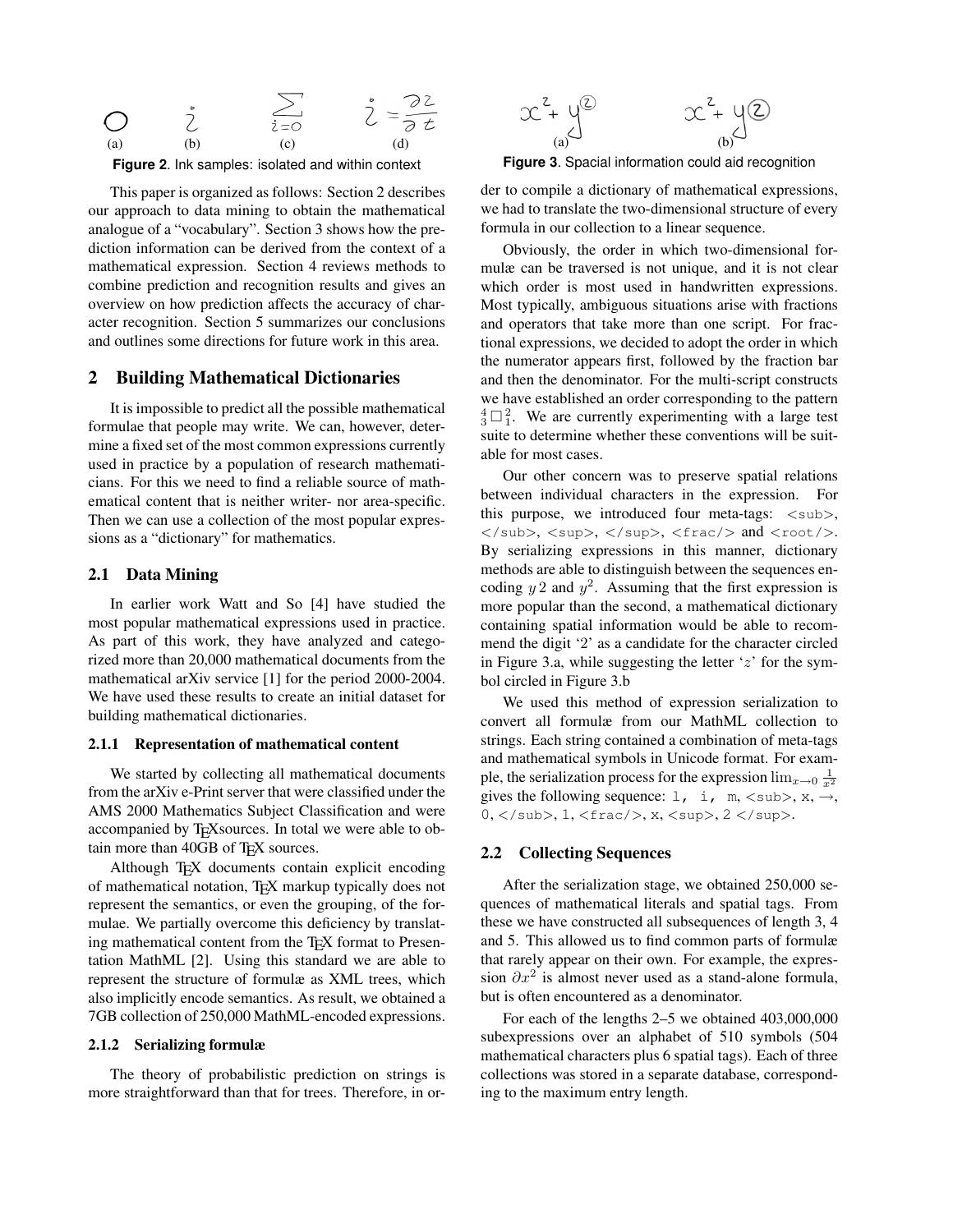(a) (b) (c) (d)

**Figure 2**. Ink samples: isolated and within context

This paper is organized as follows: Section 2 describes our approach to data mining to obtain the mathematical analogue of a "vocabulary". Section 3 shows how the prediction information can be derived from the context of a mathematical expression. Section 4 reviews methods to combine prediction and recognition results and gives an overview on how prediction affects the accuracy of character recognition. Section 5 summarizes our conclusions and outlines some directions for future work in this area.

## 2 Building Mathematical Dictionaries

It is impossible to predict all the possible mathematical formulae that people may write. We can, however, determine a fixed set of the most common expressions currently used in practice by a population of research mathematicians. For this we need to find a reliable source of mathematical content that is neither writer- nor area-specific. Then we can use a collection of the most popular expressions as a "dictionary" for mathematics.

### 2.1 Data Mining

In earlier work Watt and So [4] have studied the most popular mathematical expressions used in practice. As part of this work, they have analyzed and categorized more than 20,000 mathematical documents from the mathematical arXiv service [1] for the period 2000-2004. We have used these results to create an initial dataset for building mathematical dictionaries.

#### 2.1.1 Representation of mathematical content

We started by collecting all mathematical documents from the arXiv e-Print server that were classified under the AMS 2000 Mathematics Subject Classification and were accompanied by TEXsources. In total we were able to obtain more than 40GB of TEX sources.

Although TEX documents contain explicit encoding of mathematical notation, TEX markup typically does not represent the semantics, or even the grouping, of the formulae. We partially overcome this deficiency by translating mathematical content from the TEX format to Presentation MathML [2]. Using this standard we are able to represent the structure of formulæ as XML trees, which also implicitly encode semantics. As result, we obtained a 7GB collection of 250,000 MathML-encoded expressions.

#### 2.1.2 Serializing formulæ

The theory of probabilistic prediction on strings is more straightforward than that for trees. Therefore, in order to compile a dictionary of mathematical expressions, we had to translate the two-dimensional structure of every formula in our collection to a linear sequence.

(a) (b)

**Figure 3**. Spacial information could aid recognition

Obviously, the order in which two-dimensional formulæ can be traversed is not unique, and it is not clear which order is most used in handwritten expressions. Most typically, ambiguous situations arise with fractions and operators that take more than one script. For fractional expressions, we decided to adopt the order in which the numerator appears first, followed by the fraction bar and then the denominator. For the multi-script constructs we have established an order corresponding to the pattern ${}^{4}_{3}\square^{2}_{1}$. We are currently experimenting with a large test suite to determine whether these conventions will be suitable for most cases.

Our other concern was to preserve spatial relations between individual characters in the expression. For this purpose, we introduced four meta-tags: `<sub>`, `</sub>`, `<sup>`, `</sup>`, `<frac/>` and `<root/>`. By serializing expressions in this manner, dictionary methods are able to distinguish between the sequences encoding $y\,2$ and $y^2$. Assuming that the first expression is more popular than the second, a mathematical dictionary containing spatial information would be able to recommend the digit '2' as a candidate for the character circled in Figure 3.a, while suggesting the letter '$z$' for the symbol circled in Figure 3.b

We used this method of expression serialization to convert all formulæ from our MathML collection to strings. Each string contained a combination of meta-tags and mathematical symbols in Unicode format. For example, the serialization process for the expression $\lim_{x\to 0}\frac{1}{x^2}$ gives the following sequence: `l`, `i`, `m`, `<sub>`, `x`, `→`, `0`, `</sub>`, `1`, `<frac/>`, `x`, `<sup>`, `2` `</sup>`.

### 2.2 Collecting Sequences

After the serialization stage, we obtained 250,000 sequences of mathematical literals and spatial tags. From these we have constructed all subsequences of length 3, 4 and 5. This allowed us to find common parts of formulæ that rarely appear on their own. For example, the expression $\partial x^2$ is almost never used as a stand-alone formula, but is often encountered as a denominator.

For each of the lengths 2–5 we obtained 403,000,000 subexpressions over an alphabet of 510 symbols (504 mathematical characters plus 6 spatial tags). Each of three collections was stored in a separate database, corresponding to the maximum entry length.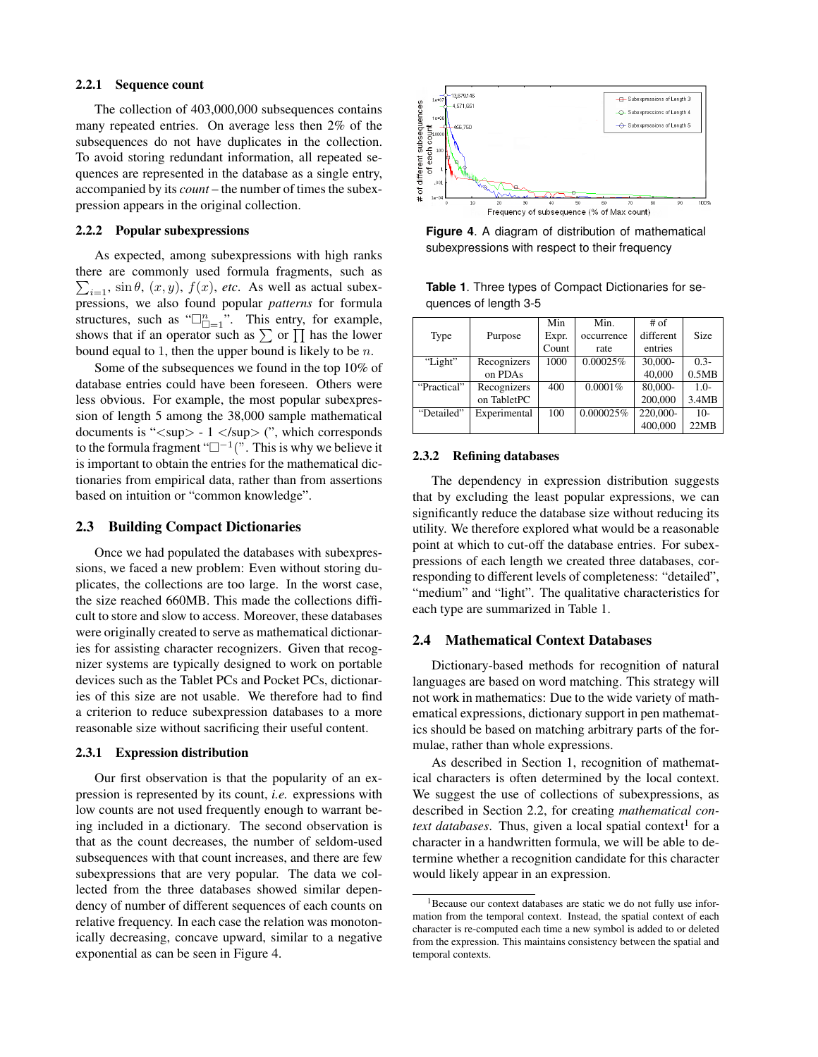#### 2.2.1 Sequence count

The collection of 403,000,000 subsequences contains many repeated entries. On average less then 2% of the subsequences do not have duplicates in the collection. To avoid storing redundant information, all repeated sequences are represented in the database as a single entry, accompanied by its *count* – the number of times the subexpression appears in the original collection.

#### 2.2.2 Popular subexpressions

As expected, among subexpressions with high ranks there are commonly used formula fragments, such as $\sum_{i=1}$, $\sin\theta$, $(x, y)$, $f(x)$, *etc*. As well as actual subexpressions, we also found popular *patterns* for formula structures, such as "$\square_{\square=1}^{n}$". This entry, for example, shows that if an operator such as $\sum$ or $\prod$ has the lower bound equal to 1, then the upper bound is likely to be $n$.

Some of the subsequences we found in the top 10% of database entries could have been foreseen. Others were less obvious. For example, the most popular subexpression of length 5 among the 38,000 sample mathematical documents is "<sup> - 1 </sup> (", which corresponds to the formula fragment "$\square^{-1}($". This is why we believe it is important to obtain the entries for the mathematical dictionaries from empirical data, rather than from assertions based on intuition or "common knowledge".

### 2.3 Building Compact Dictionaries

Once we had populated the databases with subexpressions, we faced a new problem: Even without storing duplicates, the collections are too large. In the worst case, the size reached 660MB. This made the collections difficult to store and slow to access. Moreover, these databases were originally created to serve as mathematical dictionaries for assisting character recognizers. Given that recognizer systems are typically designed to work on portable devices such as the Tablet PCs and Pocket PCs, dictionaries of this size are not usable. We therefore had to find a criterion to reduce subexpression databases to a more reasonable size without sacrificing their useful content.

#### 2.3.1 Expression distribution

Our first observation is that the popularity of an expression is represented by its count, *i.e.* expressions with low counts are not used frequently enough to warrant being included in a dictionary. The second observation is that as the count decreases, the number of seldom-used subsequences with that count increases, and there are few subexpressions that are very popular. The data we collected from the three databases showed similar dependency of number of different sequences of each counts on relative frequency. In each case the relation was monotonically decreasing, concave upward, similar to a negative exponential as can be seen in Figure 4.

**Figure 4**. A diagram of distribution of mathematical subexpressions with respect to their frequency

**Table 1**. Three types of Compact Dictionaries for sequences of length 3-5

| Type | Purpose | Min Expr. Count | Min. occurrence rate | # of different entries | Size |
|---|---|---|---|---|---|
| "Light" | Recognizers on PDAs | 1000 | 0.00025% | 30,000-40,000 | 0.3-0.5MB |
| "Practical" | Recognizers on TabletPC | 400 | 0.0001% | 80,000-200,000 | 1.0-3.4MB |
| "Detailed" | Experimental | 100 | 0.000025% | 220,000-400,000 | 10-22MB |

#### 2.3.2 Refining databases

The dependency in expression distribution suggests that by excluding the least popular expressions, we can significantly reduce the database size without reducing its utility. We therefore explored what would be a reasonable point at which to cut-off the database entries. For subexpressions of each length we created three databases, corresponding to different levels of completeness: "detailed", "medium" and "light". The qualitative characteristics for each type are summarized in Table 1.

### 2.4 Mathematical Context Databases

Dictionary-based methods for recognition of natural languages are based on word matching. This strategy will not work in mathematics: Due to the wide variety of mathematical expressions, dictionary support in pen mathematics should be based on matching arbitrary parts of the formulae, rather than whole expressions.

As described in Section 1, recognition of mathematical characters is often determined by the local context. We suggest the use of collections of subexpressions, as described in Section 2.2, for creating *mathematical context databases*. Thus, given a local spatial context[1] for a character in a handwritten formula, we will be able to determine whether a recognition candidate for this character would likely appear in an expression.

[1] Because our context databases are static we do not fully use information from the temporal context. Instead, the spatial context of each character is re-computed each time a new symbol is added to or deleted from the expression. This maintains consistency between the spatial and temporal contexts.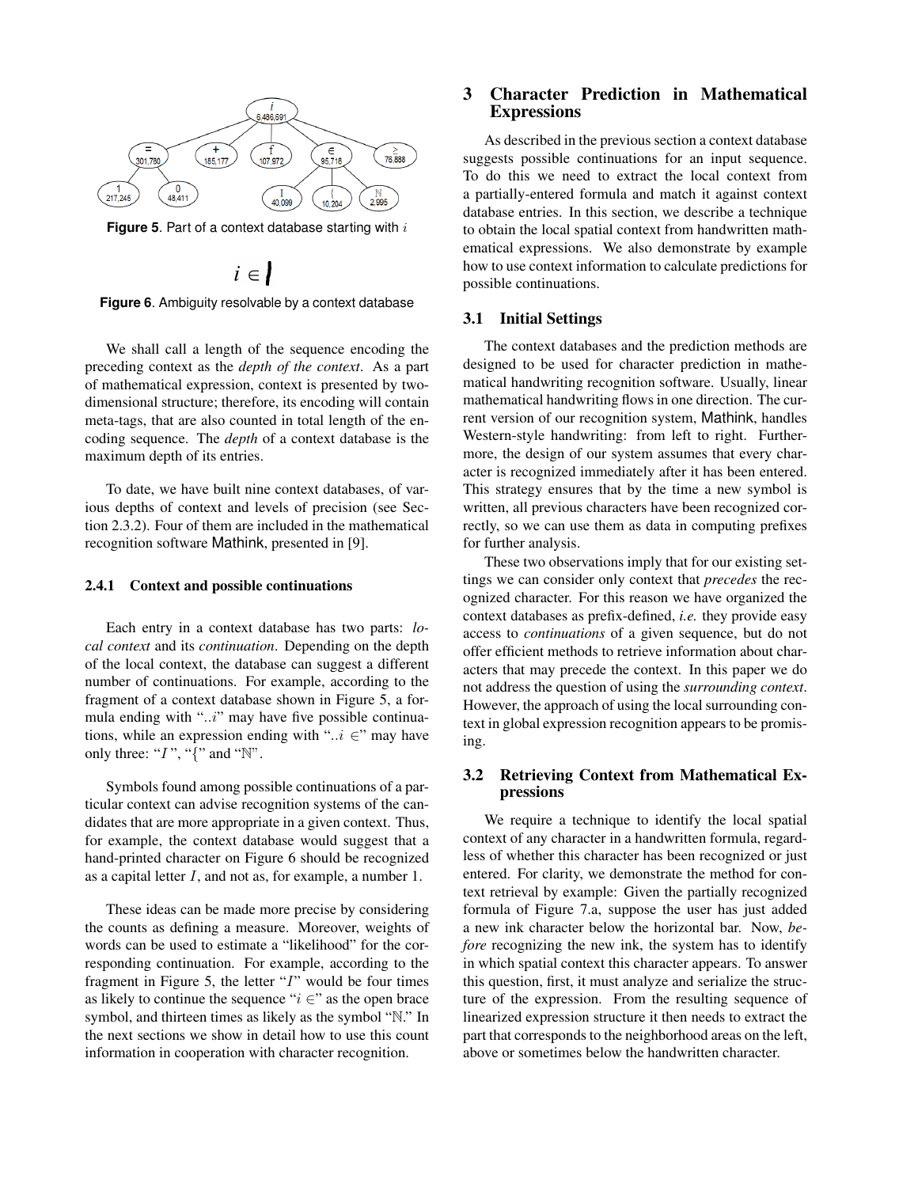**Figure 5**. Part of a context database starting with $i$

**Figure 6**. Ambiguity resolvable by a context database

We shall call a length of the sequence encoding the preceding context as the *depth of the context*. As a part of mathematical expression, context is presented by two-dimensional structure; therefore, its encoding will contain meta-tags, that are also counted in total length of the encoding sequence. The *depth* of a context database is the maximum depth of its entries.

To date, we have built nine context databases, of various depths of context and levels of precision (see Section 2.3.2). Four of them are included in the mathematical recognition software Mathink, presented in [9].

#### 2.4.1 Context and possible continuations

Each entry in a context database has two parts: *local context* and its *continuation*. Depending on the depth of the local context, the database can suggest a different number of continuations. For example, according to the fragment of a context database shown in Figure 5, a formula ending with "$..i$" may have five possible continuations, while an expression ending with "$..i \in$" may have only three: "$I$", "{" and "$\mathbb{N}$".

Symbols found among possible continuations of a particular context can advise recognition systems of the candidates that are more appropriate in a given context. Thus, for example, the context database would suggest that a hand-printed character on Figure 6 should be recognized as a capital letter $I$, and not as, for example, a number 1.

These ideas can be made more precise by considering the counts as defining a measure. Moreover, weights of words can be used to estimate a "likelihood" for the corresponding continuation. For example, according to the fragment in Figure 5, the letter "$I$" would be four times as likely to continue the sequence "$i \in$" as the open brace symbol, and thirteen times as likely as the symbol "$\mathbb{N}$." In the next sections we show in detail how to use this count information in cooperation with character recognition.

## 3 Character Prediction in Mathematical Expressions

As described in the previous section a context database suggests possible continuations for an input sequence. To do this we need to extract the local context from a partially-entered formula and match it against context database entries. In this section, we describe a technique to obtain the local spatial context from handwritten mathematical expressions. We also demonstrate by example how to use context information to calculate predictions for possible continuations.

### 3.1 Initial Settings

The context databases and the prediction methods are designed to be used for character prediction in mathematical handwriting recognition software. Usually, linear mathematical handwriting flows in one direction. The current version of our recognition system, Mathink, handles Western-style handwriting: from left to right. Furthermore, the design of our system assumes that every character is recognized immediately after it has been entered. This strategy ensures that by the time a new symbol is written, all previous characters have been recognized correctly, so we can use them as data in computing prefixes for further analysis.

These two observations imply that for our existing settings we can consider only context that *precedes* the recognized character. For this reason we have organized the context databases as prefix-defined, *i.e.* they provide easy access to *continuations* of a given sequence, but do not offer efficient methods to retrieve information about characters that may precede the context. In this paper we do not address the question of using the *surrounding context*. However, the approach of using the local surrounding context in global expression recognition appears to be promising.

### 3.2 Retrieving Context from Mathematical Expressions

We require a technique to identify the local spatial context of any character in a handwritten formula, regardless of whether this character has been recognized or just entered. For clarity, we demonstrate the method for context retrieval by example: Given the partially recognized formula of Figure 7.a, suppose the user has just added a new ink character below the horizontal bar. Now, *before* recognizing the new ink, the system has to identify in which spatial context this character appears. To answer this question, first, it must analyze and serialize the structure of the expression. From the resulting sequence of linearized expression structure it then needs to extract the part that corresponds to the neighborhood areas on the left, above or sometimes below the handwritten character.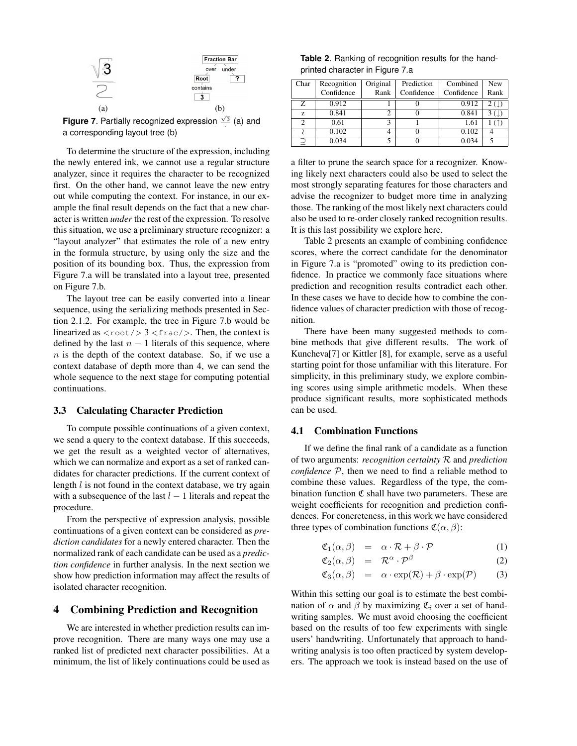(a) (b)

**Figure 7**. Partially recognized expression $\frac{\sqrt{3}}{\cdot}$ (a) and a corresponding layout tree (b)

To determine the structure of the expression, including the newly entered ink, we cannot use a regular structure analyzer, since it requires the character to be recognized first. On the other hand, we cannot leave the new entry out while computing the context. For instance, in our example the final result depends on the fact that a new character is written *under* the rest of the expression. To resolve this situation, we use a preliminary structure recognizer: a "layout analyzer" that estimates the role of a new entry in the formula structure, by using only the size and the position of its bounding box. Thus, the expression from Figure 7.a will be translated into a layout tree, presented on Figure 7.b.

The layout tree can be easily converted into a linear sequence, using the serializing methods presented in Section 2.1.2. For example, the tree in Figure 7.b would be linearized as `<root/>` 3 `<frac/>`. Then, the context is defined by the last $n-1$ literals of this sequence, where $n$ is the depth of the context database. So, if we use a context database of depth more than 4, we can send the whole sequence to the next stage for computing potential continuations.

### 3.3 Calculating Character Prediction

To compute possible continuations of a given context, we send a query to the context database. If this succeeds, we get the result as a weighted vector of alternatives, which we can normalize and export as a set of ranked candidates for character predictions. If the current context of length $l$ is not found in the context database, we try again with a subsequence of the last $l-1$ literals and repeat the procedure.

From the perspective of expression analysis, possible continuations of a given context can be considered as *prediction candidates* for a newly entered character. Then the normalized rank of each candidate can be used as a *prediction confidence* in further analysis. In the next section we show how prediction information may affect the results of isolated character recognition.

## 4 Combining Prediction and Recognition

We are interested in whether prediction results can improve recognition. There are many ways one may use a ranked list of predicted next character possibilities. At a minimum, the list of likely continuations could be used as a filter to prune the search space for a recognizer. Knowing likely next characters could also be used to select the most strongly separating features for those characters and advise the recognizer to budget more time in analyzing those. The ranking of the most likely next characters could also be used to re-order closely ranked recognition results. It is this last possibility we explore here.

**Table 2**. Ranking of recognition results for the hand-printed character in Figure 7.a

| Char | Recognition Confidence | Original Rank | Prediction Confidence | Combined Confidence | New Rank |
|---|---|---|---|---|---|
| Z | 0.912 | 1 | 0 | 0.912 | 2 (↓) |
| z | 0.841 | 2 | 0 | 0.841 | 3 (↓) |
| 2 | 0.61 | 3 | 1 | 1.61 | 1 (↑) |
| ≀ | 0.102 | 4 | 0 | 0.102 | 4 |
| ⊇ | 0.034 | 5 | 0 | 0.034 | 5 |

Table 2 presents an example of combining confidence scores, where the correct candidate for the denominator in Figure 7.a is "promoted" owing to its prediction confidence. In practice we commonly face situations where prediction and recognition results contradict each other. In these cases we have to decide how to combine the confidence values of character prediction with those of recognition.

There have been many suggested methods to combine methods that give different results. The work of Kuncheva[7] or Kittler [8], for example, serve as a useful starting point for those unfamiliar with this literature. For simplicity, in this preliminary study, we explore combining scores using simple arithmetic models. When these produce significant results, more sophisticated methods can be used.

### 4.1 Combination Functions

If we define the final rank of a candidate as a function of two arguments: *recognition certainty* $\mathcal{R}$ and *prediction confidence* $\mathcal{P}$, then we need to find a reliable method to combine these values. Regardless of the type, the combination function $\mathfrak{C}$ shall have two parameters. These are weight coefficients for recognition and prediction confidences. For concreteness, in this work we have considered three types of combination functions $\mathfrak{C}(\alpha, \beta)$:

$$\mathfrak{C}_1(\alpha, \beta) = \alpha \cdot \mathcal{R} + \beta \cdot \mathcal{P} \quad (1)$$

$$\mathfrak{C}_2(\alpha, \beta) = \mathcal{R}^{\alpha} \cdot \mathcal{P}^{\beta} \quad (2)$$

$$\mathfrak{C}_3(\alpha, \beta) = \alpha \cdot \exp(\mathcal{R}) + \beta \cdot \exp(\mathcal{P}) \quad (3)$$

Within this setting our goal is to estimate the best combination of $\alpha$ and $\beta$ by maximizing $\mathfrak{C}_i$ over a set of handwriting samples. We must avoid choosing the coefficient based on the results of too few experiments with single users' handwriting. Unfortunately that approach to handwriting analysis is too often practiced by system developers. The approach we took is instead based on the use of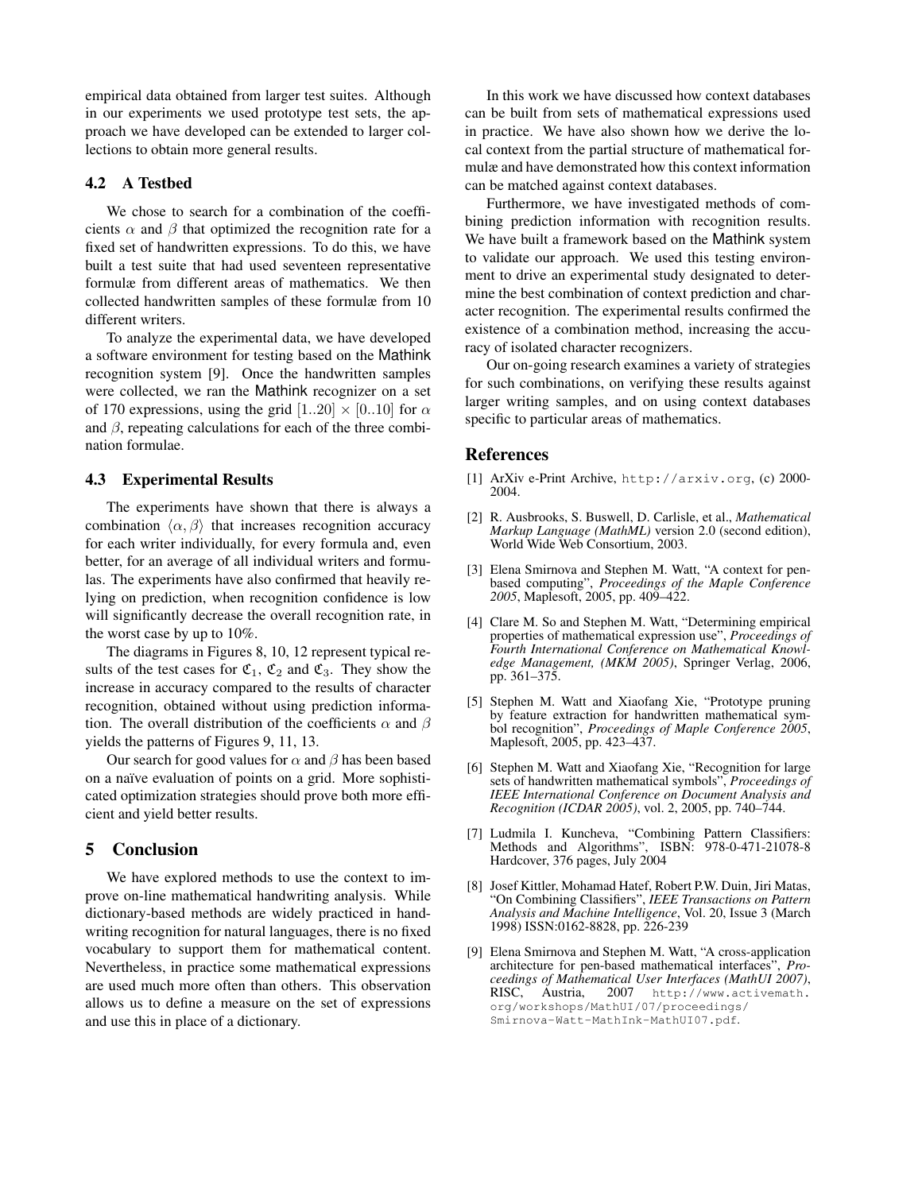empirical data obtained from larger test suites. Although in our experiments we used prototype test sets, the approach we have developed can be extended to larger collections to obtain more general results.

### 4.2 A Testbed

We chose to search for a combination of the coefficients $\alpha$ and $\beta$ that optimized the recognition rate for a fixed set of handwritten expressions. To do this, we have built a test suite that had used seventeen representative formulæ from different areas of mathematics. We then collected handwritten samples of these formulæ from 10 different writers.

To analyze the experimental data, we have developed a software environment for testing based on the Mathink recognition system [9]. Once the handwritten samples were collected, we ran the Mathink recognizer on a set of 170 expressions, using the grid $[1..20] \times [0..10]$ for $\alpha$ and $\beta$, repeating calculations for each of the three combination formulae.

### 4.3 Experimental Results

The experiments have shown that there is always a combination $\langle \alpha, \beta \rangle$ that increases recognition accuracy for each writer individually, for every formula and, even better, for an average of all individual writers and formulas. The experiments have also confirmed that heavily relying on prediction, when recognition confidence is low will significantly decrease the overall recognition rate, in the worst case by up to 10%.

The diagrams in Figures 8, 10, 12 represent typical results of the test cases for $\mathfrak{C}_1$, $\mathfrak{C}_2$ and $\mathfrak{C}_3$. They show the increase in accuracy compared to the results of character recognition, obtained without using prediction information. The overall distribution of the coefficients $\alpha$ and $\beta$ yields the patterns of Figures 9, 11, 13.

Our search for good values for $\alpha$ and $\beta$ has been based on a naïve evaluation of points on a grid. More sophisticated optimization strategies should prove both more efficient and yield better results.

## 5 Conclusion

We have explored methods to use the context to improve on-line mathematical handwriting analysis. While dictionary-based methods are widely practiced in handwriting recognition for natural languages, there is no fixed vocabulary to support them for mathematical content. Nevertheless, in practice some mathematical expressions are used much more often than others. This observation allows us to define a measure on the set of expressions and use this in place of a dictionary.

In this work we have discussed how context databases can be built from sets of mathematical expressions used in practice. We have also shown how we derive the local context from the partial structure of mathematical formulæ and have demonstrated how this context information can be matched against context databases.

Furthermore, we have investigated methods of combining prediction information with recognition results. We have built a framework based on the Mathink system to validate our approach. We used this testing environment to drive an experimental study designated to determine the best combination of context prediction and character recognition. The experimental results confirmed the existence of a combination method, increasing the accuracy of isolated character recognizers.

Our on-going research examines a variety of strategies for such combinations, on verifying these results against larger writing samples, and on using context databases specific to particular areas of mathematics.

## References

[1] ArXiv e-Print Archive, `http://arxiv.org`, (c) 2000-2004.

[2] R. Ausbrooks, S. Buswell, D. Carlisle, et al., *Mathematical Markup Language (MathML)* version 2.0 (second edition), World Wide Web Consortium, 2003.

[3] Elena Smirnova and Stephen M. Watt, "A context for pen-based computing", *Proceedings of the Maple Conference 2005*, Maplesoft, 2005, pp. 409–422.

[4] Clare M. So and Stephen M. Watt, "Determining empirical properties of mathematical expression use", *Proceedings of Fourth International Conference on Mathematical Knowledge Management, (MKM 2005)*, Springer Verlag, 2006, pp. 361–375.

[5] Stephen M. Watt and Xiaofang Xie, "Prototype pruning by feature extraction for handwritten mathematical symbol recognition", *Proceedings of Maple Conference 2005*, Maplesoft, 2005, pp. 423–437.

[6] Stephen M. Watt and Xiaofang Xie, "Recognition for large sets of handwritten mathematical symbols", *Proceedings of IEEE International Conference on Document Analysis and Recognition (ICDAR 2005)*, vol. 2, 2005, pp. 740–744.

[7] Ludmila I. Kuncheva, "Combining Pattern Classifiers: Methods and Algorithms", ISBN: 978-0-471-21078-8 Hardcover, 376 pages, July 2004

[8] Josef Kittler, Mohamad Hatef, Robert P.W. Duin, Jiri Matas, "On Combining Classifiers", *IEEE Transactions on Pattern Analysis and Machine Intelligence*, Vol. 20, Issue 3 (March 1998) ISSN:0162-8828, pp. 226-239

[9] Elena Smirnova and Stephen M. Watt, "A cross-application architecture for pen-based mathematical interfaces", *Proceedings of Mathematical User Interfaces (MathUI 2007)*, RISC, Austria, 2007 `http://www.activemath.org/workshops/MathUI/07/proceedings/Smirnova-Watt-MathInk-MathUI07.pdf`.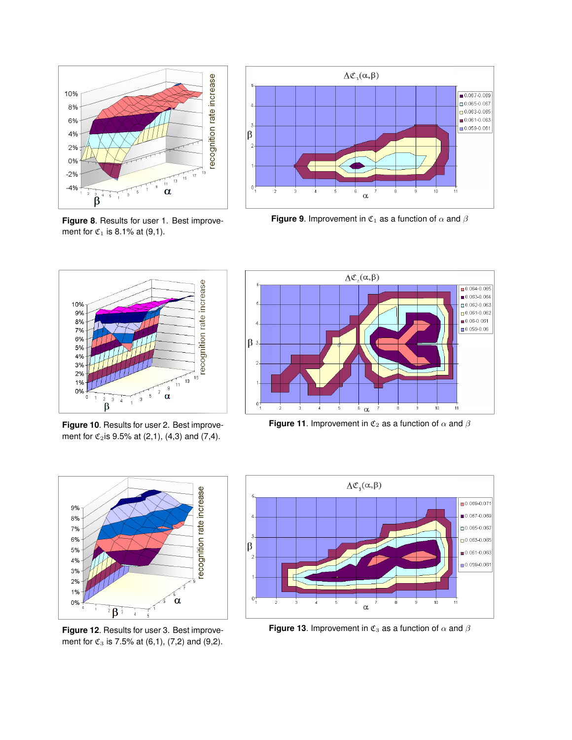10%
8%
6%
4%
2%
0%
-2%
-4%
β
α
recognition rate increase

**Figure 8**. Results for user 1. Best improvement for $\mathfrak{C}_1$ is 8.1% at (9,1).

$\Delta\mathfrak{C}_1(\alpha,\beta)$

0.067-0.069
0.065-0.067
0.063-0.065
0.061-0.063
0.059-0.061

β
α

**Figure 9**. Improvement in $\mathfrak{C}_1$ as a function of $\alpha$ and $\beta$

10%
9%
8%
7%
6%
5%
4%
3%
2%
1%
0%
β
α
recognition rate increase

**Figure 10**. Results for user 2. Best improvement for $\mathfrak{C}_2$is 9.5% at (2,1), (4,3) and (7,4).

$\Delta\mathfrak{C}_2(\alpha,\beta)$

0.064-0.065
0.063-0.064
0.062-0.063
0.061-0.062
0.06-0.061
0.059-0.06

β
α

**Figure 11**. Improvement in $\mathfrak{C}_2$ as a function of $\alpha$ and $\beta$

9%
8%
7%
6%
5%
4%
3%
2%
1%
0%
β
α
recognition rate increase

**Figure 12**. Results for user 3. Best improvement for $\mathfrak{C}_3$ is 7.5% at (6,1), (7,2) and (9,2).

$\Delta\mathfrak{C}_3(\alpha,\beta)$

0.069-0.071
0.067-0.069
0.065-0.067
0.063-0.065
0.061-0.063
0.059-0.061

β
α

**Figure 13**. Improvement in $\mathfrak{C}_3$ as a function of $\alpha$ and $\beta$